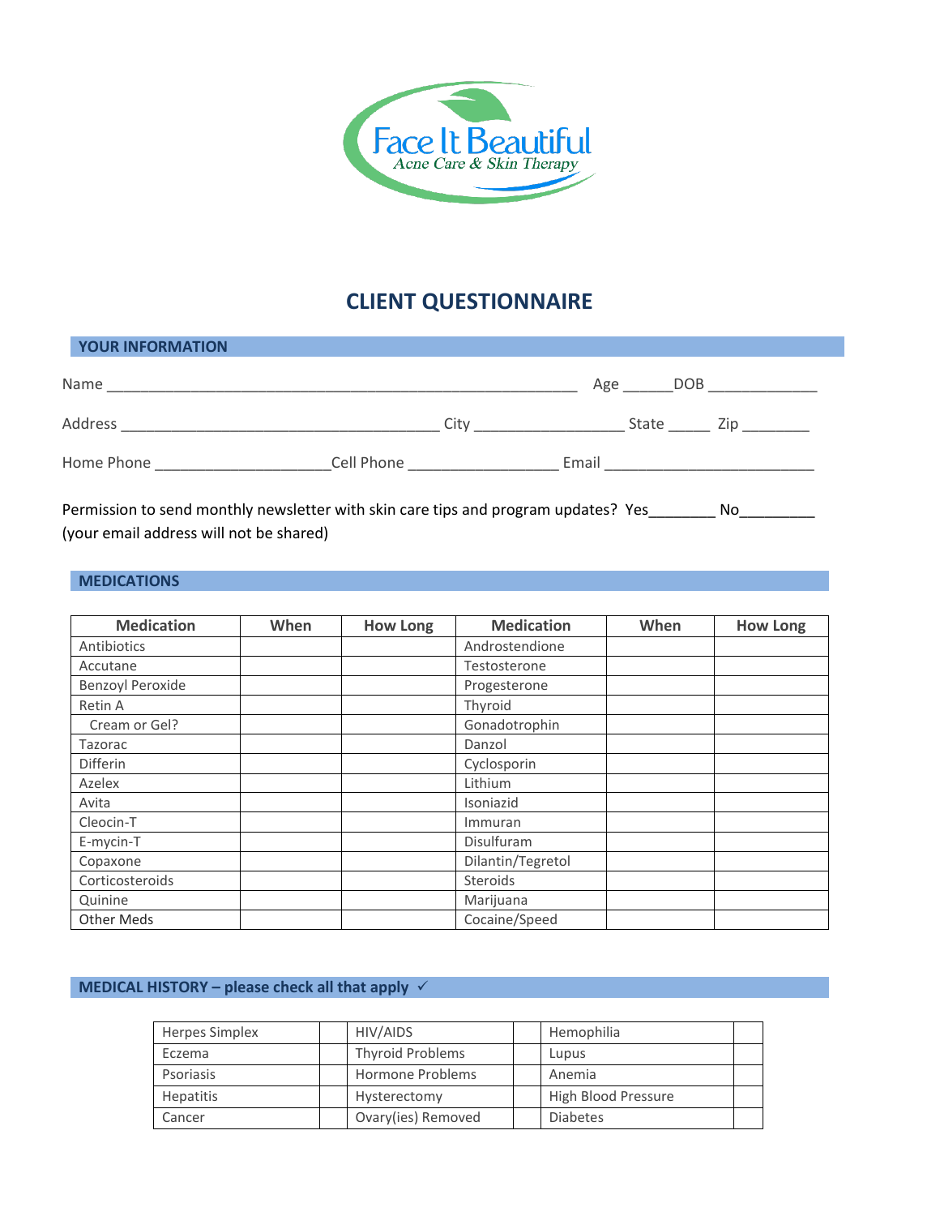Face It Beautiful
Acne Care & Skin Therapy

# CLIENT QUESTIONNAIRE

## YOUR INFORMATION

Name ______________________________________________________ Age ______DOB _____________

Address _____________________________________ City __________________ State _____ Zip ________

Home Phone ____________________Cell Phone _________________ Email _________________________

Permission to send monthly newsletter with skin care tips and program updates? Yes________ No_________
(your email address will not be shared)

## MEDICATIONS

| Medication | When | How Long | Medication | When | How Long |
|---|---|---|---|---|---|
| Antibiotics | | | Androstendione | | |
| Accutane | | | Testosterone | | |
| Benzoyl Peroxide | | | Progesterone | | |
| Retin A | | | Thyroid | | |
| Cream or Gel? | | | Gonadotrophin | | |
| Tazorac | | | Danzol | | |
| Differin | | | Cyclosporin | | |
| Azelex | | | Lithium | | |
| Avita | | | Isoniazid | | |
| Cleocin-T | | | Immuran | | |
| E-mycin-T | | | Disulfuram | | |
| Copaxone | | | Dilantin/Tegretol | | |
| Corticosteroids | | | Steroids | | |
| Quinine | | | Marijuana | | |
| Other Meds | | | Cocaine/Speed | | |

## MEDICAL HISTORY – please check all that apply ✓

| | | | | | |
|---|---|---|---|---|---|
| Herpes Simplex | | HIV/AIDS | | Hemophilia | |
| Eczema | | Thyroid Problems | | Lupus | |
| Psoriasis | | Hormone Problems | | Anemia | |
| Hepatitis | | Hysterectomy | | High Blood Pressure | |
| Cancer | | Ovary(ies) Removed | | Diabetes | |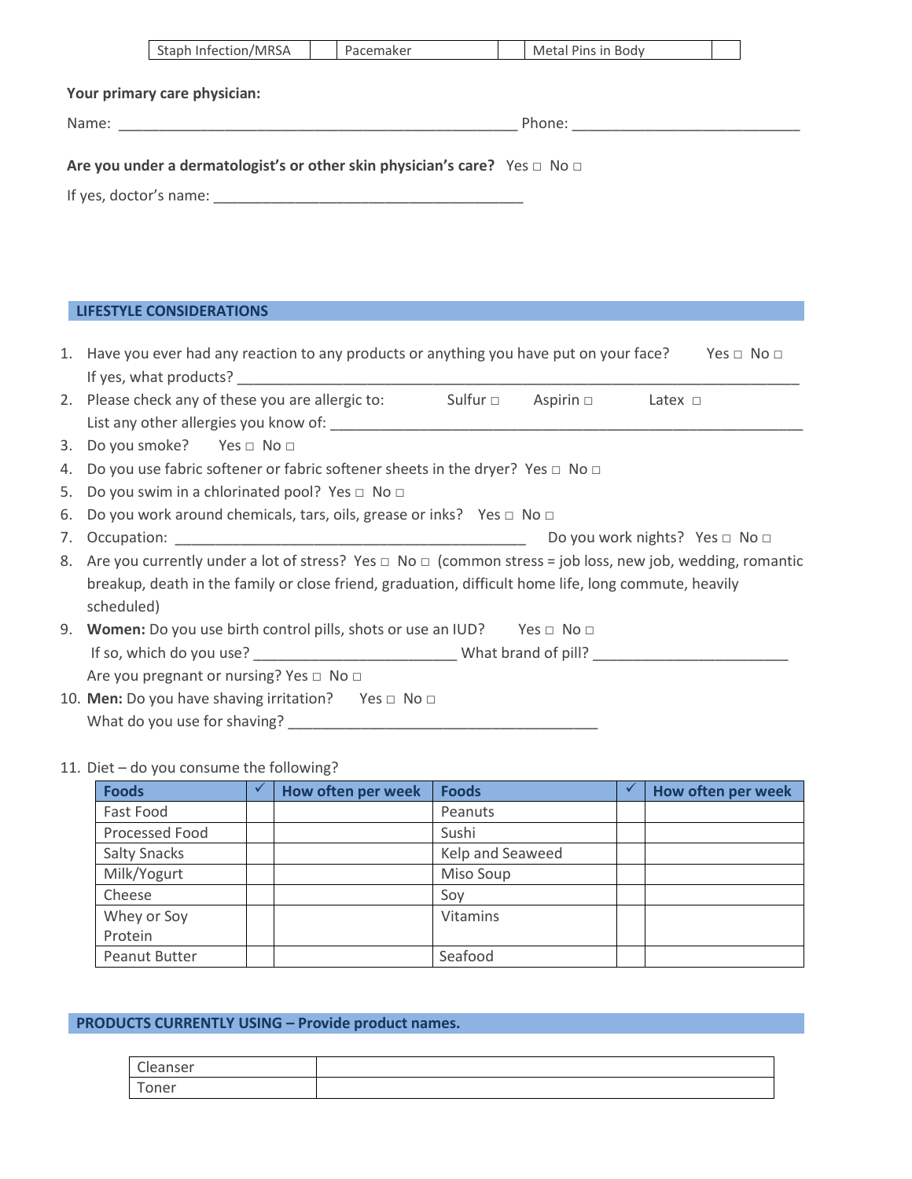| Staph Infection/MRSA | | Pacemaker | | Metal Pins in Body | |
|---|---|---|---|---|---|

**Your primary care physician:**

Name: ___________________________________________________ Phone: _____________________________

**Are you under a dermatologist's or other skin physician's care?** Yes □ No □

If yes, doctor's name: ________________________________________

## LIFESTYLE CONSIDERATIONS

1. Have you ever had any reaction to any products or anything you have put on your face? Yes □ No □
   If yes, what products? ___________________________________________________________________________
2. Please check any of these you are allergic to: Sulfur □ Aspirin □ Latex □
   List any other allergies you know of: ______________________________________________________________
3. Do you smoke? Yes □ No □
4. Do you use fabric softener or fabric softener sheets in the dryer? Yes □ No □
5. Do you swim in a chlorinated pool? Yes □ No □
6. Do you work around chemicals, tars, oils, grease or inks? Yes □ No □
7. Occupation: _____________________________________________ Do you work nights? Yes □ No □
8. Are you currently under a lot of stress? Yes □ No □ (common stress = job loss, new job, wedding, romantic breakup, death in the family or close friend, graduation, difficult home life, long commute, heavily scheduled)
9. **Women:** Do you use birth control pills, shots or use an IUD? Yes □ No □
   If so, which do you use? __________________________ What brand of pill? _________________________
   Are you pregnant or nursing? Yes □ No □
10. **Men:** Do you have shaving irritation? Yes □ No □
    What do you use for shaving? ________________________________________
11. Diet – do you consume the following?

| Foods | ✓ | How often per week | Foods | ✓ | How often per week |
|---|---|---|---|---|---|
| Fast Food | | | Peanuts | | |
| Processed Food | | | Sushi | | |
| Salty Snacks | | | Kelp and Seaweed | | |
| Milk/Yogurt | | | Miso Soup | | |
| Cheese | | | Soy | | |
| Whey or Soy Protein | | | Vitamins | | |
| Peanut Butter | | | Seafood | | |

## PRODUCTS CURRENTLY USING – Provide product names.

| Cleanser | |
|---|---|
| Toner | |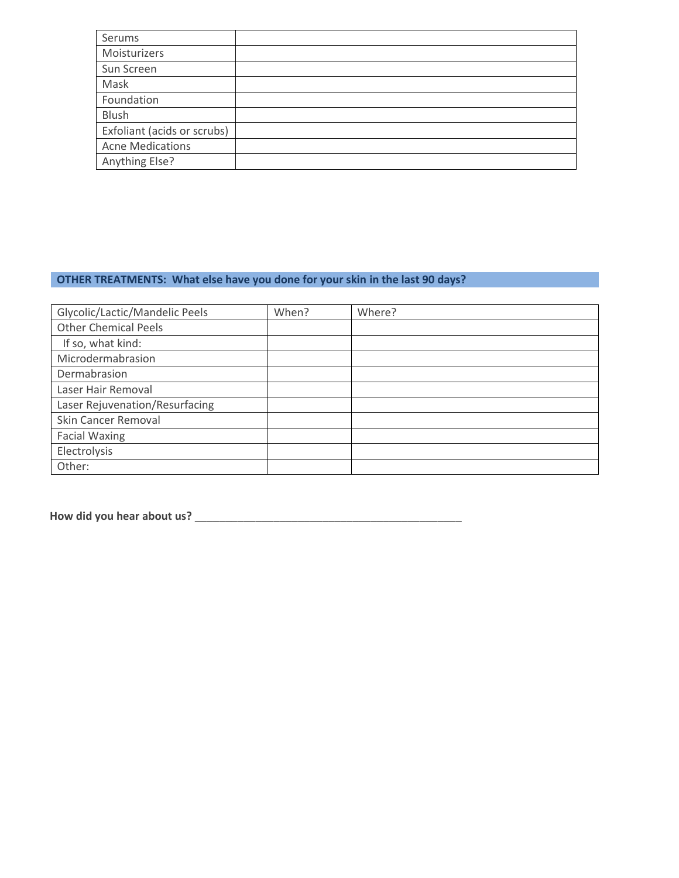| | |
|---|---|
| Serums | |
| Moisturizers | |
| Sun Screen | |
| Mask | |
| Foundation | |
| Blush | |
| Exfoliant (acids or scrubs) | |
| Acne Medications | |
| Anything Else? | |

## OTHER TREATMENTS: What else have you done for your skin in the last 90 days?

| Glycolic/Lactic/Mandelic Peels | When? | Where? |
|---|---|---|
| Other Chemical Peels | | |
| If so, what kind: | | |
| Microdermabrasion | | |
| Dermabrasion | | |
| Laser Hair Removal | | |
| Laser Rejuvenation/Resurfacing | | |
| Skin Cancer Removal | | |
| Facial Waxing | | |
| Electrolysis | | |
| Other: | | |

**How did you hear about us?** ______________________________________________